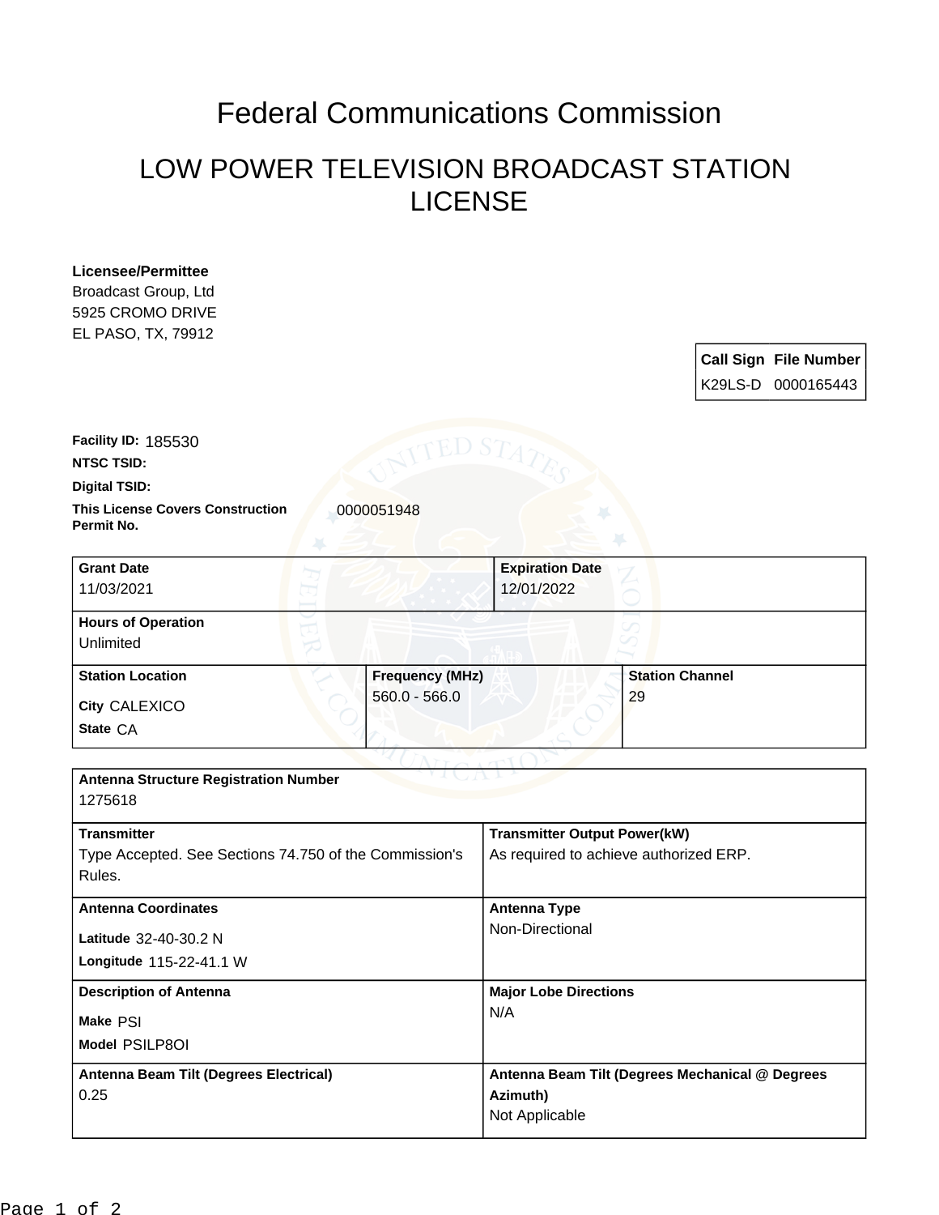# Federal Communications Commission

## LOW POWER TELEVISION BROADCAST STATION LICENSE

**Licensee/Permittee**
Broadcast Group, Ltd
5925 CROMO DRIVE
EL PASO, TX, 79912

| Call Sign | File Number |
|---|---|
| K29LS-D | 0000165443 |

**Facility ID:** 185530

**NTSC TSID:**

**Digital TSID:**

**This License Covers Construction Permit No.** 0000051948

| Grant Date | Expiration Date |
|---|---|
| 11/03/2021 | 12/01/2022 |

**Hours of Operation**
Unlimited

| Station Location | Frequency (MHz) | Station Channel |
|---|---|---|
| City CALEXICO<br>State CA | 560.0 - 566.0 | 29 |

**Antenna Structure Registration Number**
1275618

| Transmitter | Transmitter Output Power(kW) |
|---|---|
| Type Accepted. See Sections 74.750 of the Commission's Rules. | As required to achieve authorized ERP. |

| Antenna Coordinates | Antenna Type |
|---|---|
| Latitude 32-40-30.2 N<br>Longitude 115-22-41.1 W | Non-Directional |

| Description of Antenna | Major Lobe Directions |
|---|---|
| Make PSI<br>Model PSILP8OI | N/A |

| Antenna Beam Tilt (Degrees Electrical) | Antenna Beam Tilt (Degrees Mechanical @ Degrees Azimuth) |
|---|---|
| 0.25 | Not Applicable |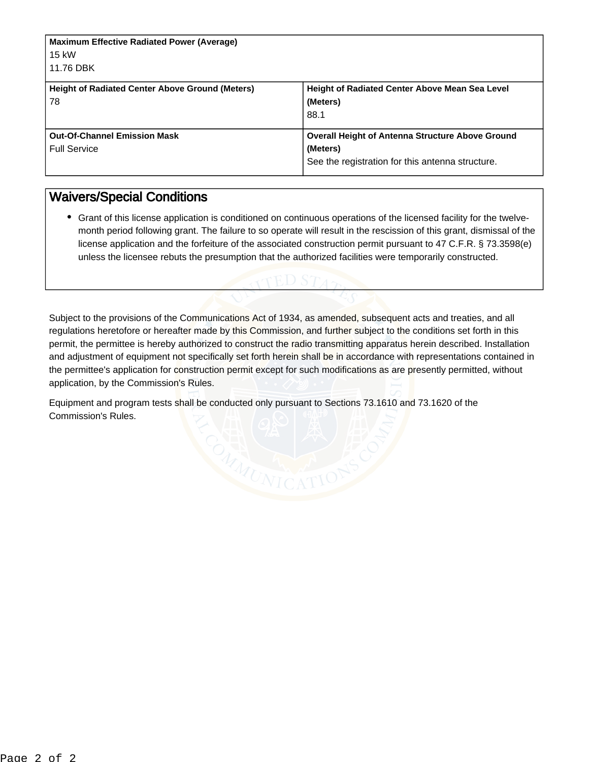| | |
|---|---|
| **Maximum Effective Radiated Power (Average)**<br>15 kW<br>11.76 DBK | |
| **Height of Radiated Center Above Ground (Meters)**<br>78 | **Height of Radiated Center Above Mean Sea Level (Meters)**<br>88.1 |
| **Out-Of-Channel Emission Mask**<br>Full Service | **Overall Height of Antenna Structure Above Ground (Meters)**<br>See the registration for this antenna structure. |

## Waivers/Special Conditions

- Grant of this license application is conditioned on continuous operations of the licensed facility for the twelve-month period following grant. The failure to so operate will result in the rescission of this grant, dismissal of the license application and the forfeiture of the associated construction permit pursuant to 47 C.F.R. § 73.3598(e) unless the licensee rebuts the presumption that the authorized facilities were temporarily constructed.

Subject to the provisions of the Communications Act of 1934, as amended, subsequent acts and treaties, and all regulations heretofore or hereafter made by this Commission, and further subject to the conditions set forth in this permit, the permittee is hereby authorized to construct the radio transmitting apparatus herein described. Installation and adjustment of equipment not specifically set forth herein shall be in accordance with representations contained in the permittee's application for construction permit except for such modifications as are presently permitted, without application, by the Commission's Rules.

Equipment and program tests shall be conducted only pursuant to Sections 73.1610 and 73.1620 of the Commission's Rules.